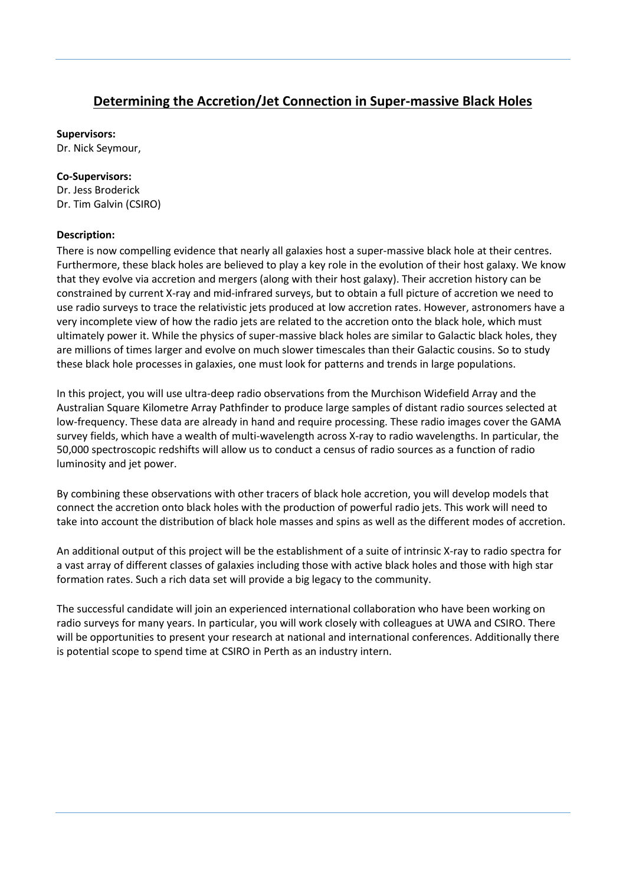# Determining the Accretion/Jet Connection in Super-massive Black Holes

**Supervisors:**
Dr. Nick Seymour,

**Co-Supervisors:**
Dr. Jess Broderick
Dr. Tim Galvin (CSIRO)

**Description:**
There is now compelling evidence that nearly all galaxies host a super-massive black hole at their centres. Furthermore, these black holes are believed to play a key role in the evolution of their host galaxy. We know that they evolve via accretion and mergers (along with their host galaxy). Their accretion history can be constrained by current X-ray and mid-infrared surveys, but to obtain a full picture of accretion we need to use radio surveys to trace the relativistic jets produced at low accretion rates. However, astronomers have a very incomplete view of how the radio jets are related to the accretion onto the black hole, which must ultimately power it. While the physics of super-massive black holes are similar to Galactic black holes, they are millions of times larger and evolve on much slower timescales than their Galactic cousins. So to study these black hole processes in galaxies, one must look for patterns and trends in large populations.

In this project, you will use ultra-deep radio observations from the Murchison Widefield Array and the Australian Square Kilometre Array Pathfinder to produce large samples of distant radio sources selected at low-frequency. These data are already in hand and require processing. These radio images cover the GAMA survey fields, which have a wealth of multi-wavelength across X-ray to radio wavelengths. In particular, the 50,000 spectroscopic redshifts will allow us to conduct a census of radio sources as a function of radio luminosity and jet power.

By combining these observations with other tracers of black hole accretion, you will develop models that connect the accretion onto black holes with the production of powerful radio jets. This work will need to take into account the distribution of black hole masses and spins as well as the different modes of accretion.

An additional output of this project will be the establishment of a suite of intrinsic X-ray to radio spectra for a vast array of different classes of galaxies including those with active black holes and those with high star formation rates. Such a rich data set will provide a big legacy to the community.

The successful candidate will join an experienced international collaboration who have been working on radio surveys for many years. In particular, you will work closely with colleagues at UWA and CSIRO. There will be opportunities to present your research at national and international conferences. Additionally there is potential scope to spend time at CSIRO in Perth as an industry intern.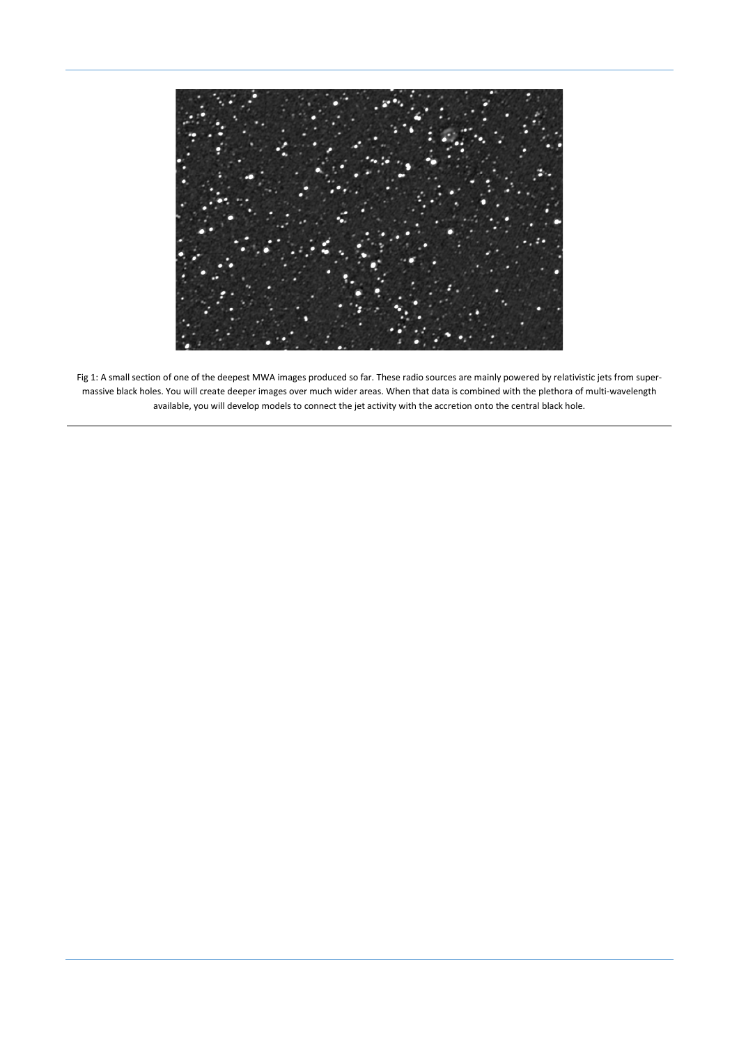Fig 1: A small section of one of the deepest MWA images produced so far. These radio sources are mainly powered by relativistic jets from super-massive black holes. You will create deeper images over much wider areas. When that data is combined with the plethora of multi-wavelength available, you will develop models to connect the jet activity with the accretion onto the central black hole.